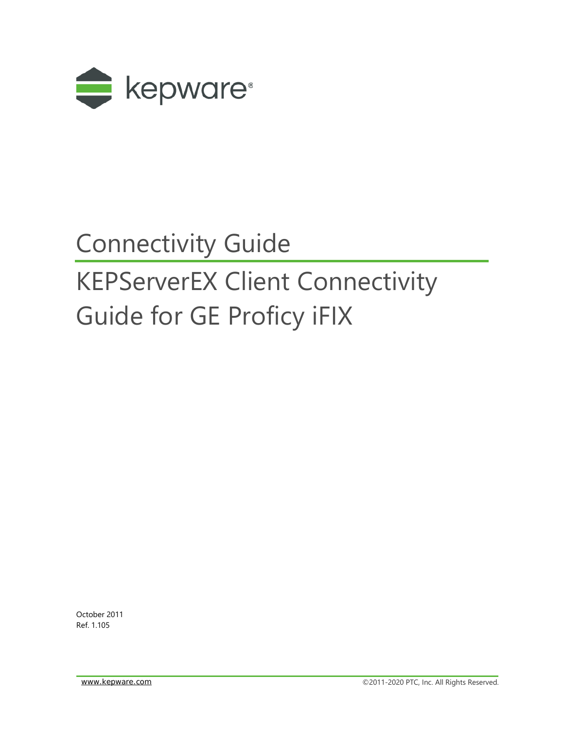kepware®

# Connectivity Guide

# KEPServerEX Client Connectivity Guide for GE Proficy iFIX

October 2011
Ref. 1.105

www.kepware.com

©2011-2020 PTC, Inc. All Rights Reserved.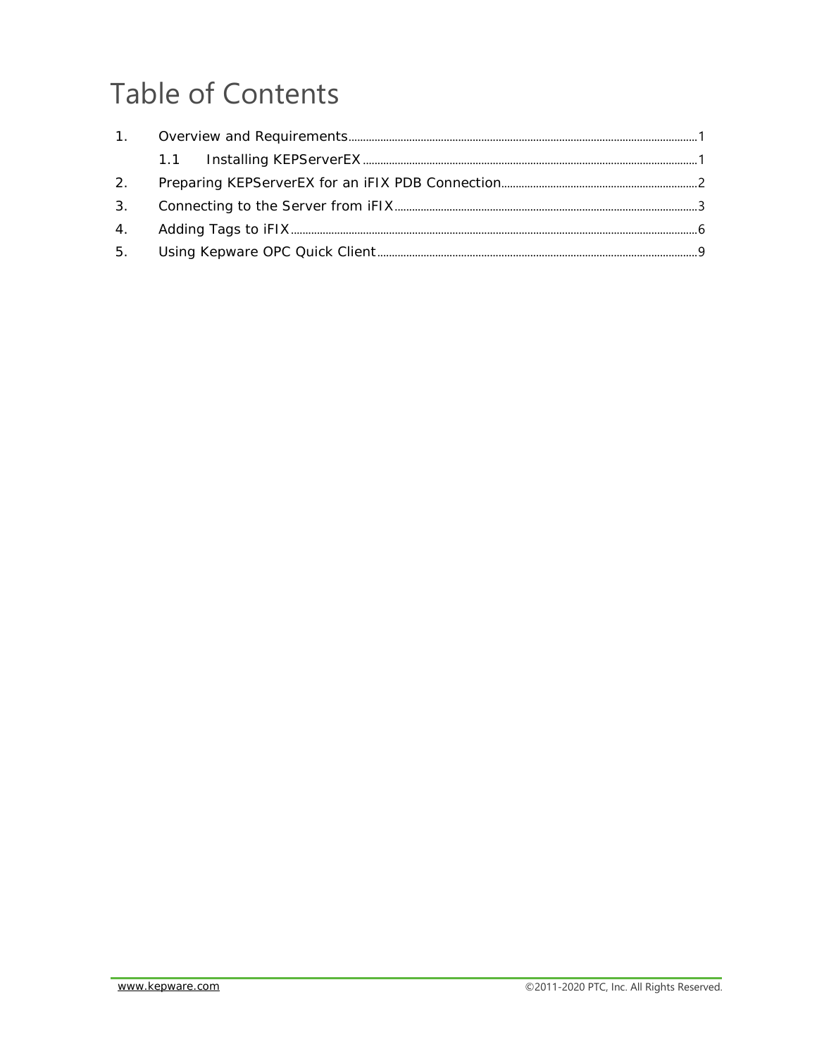# Table of Contents

1. Overview and Requirements ........ 1
   1.1 Installing KEPServerEX ........ 1
2. Preparing KEPServerEX for an iFIX PDB Connection ........ 2
3. Connecting to the Server from iFIX ........ 3
4. Adding Tags to iFIX ........ 6
5. Using Kepware OPC Quick Client ........ 9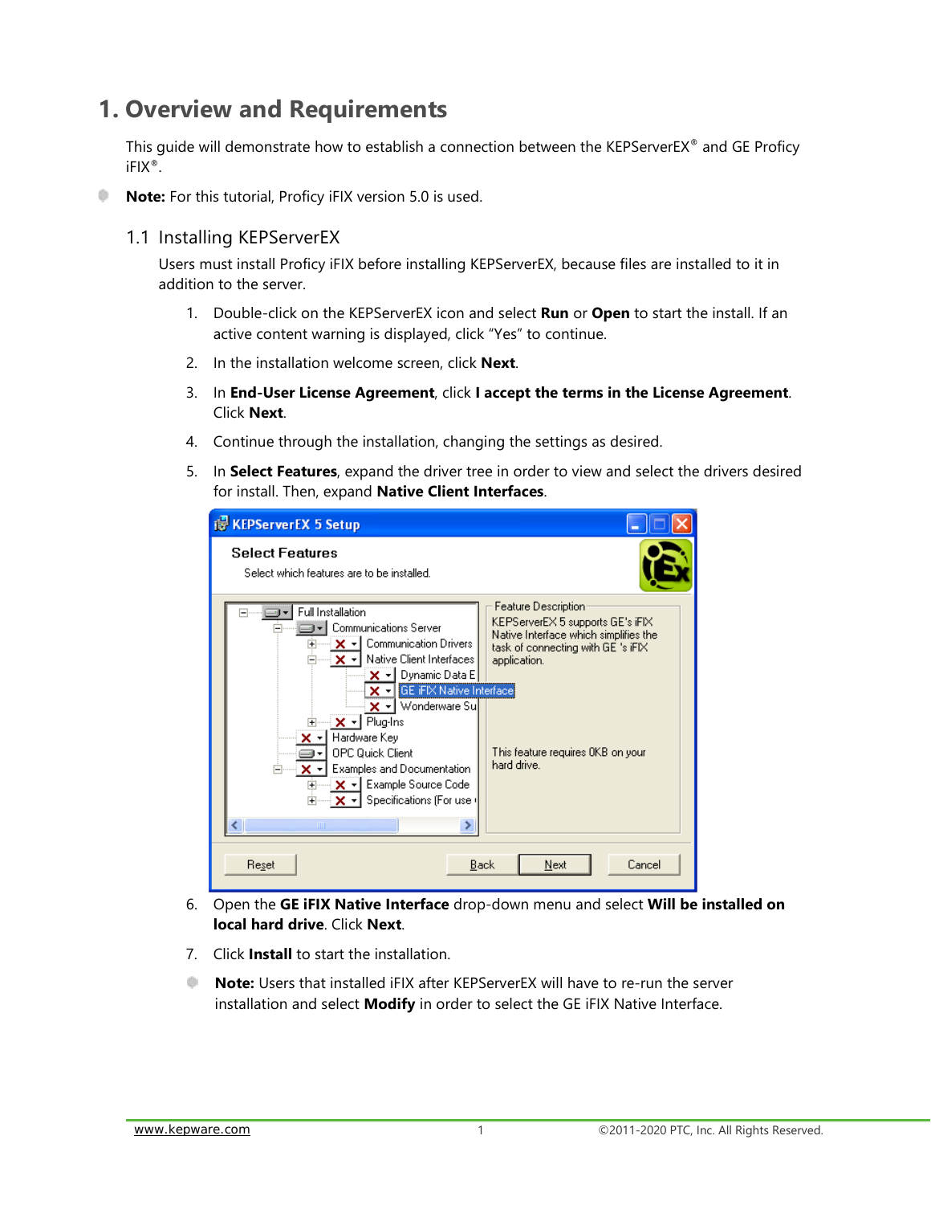# 1. Overview and Requirements

This guide will demonstrate how to establish a connection between the KEPServerEX® and GE Proficy iFIX®.

**Note:** For this tutorial, Proficy iFIX version 5.0 is used.

## 1.1 Installing KEPServerEX

Users must install Proficy iFIX before installing KEPServerEX, because files are installed to it in addition to the server.

1. Double-click on the KEPServerEX icon and select **Run** or **Open** to start the install. If an active content warning is displayed, click "Yes" to continue.
2. In the installation welcome screen, click **Next**.
3. In **End-User License Agreement**, click **I accept the terms in the License Agreement**. Click **Next**.
4. Continue through the installation, changing the settings as desired.
5. In **Select Features**, expand the driver tree in order to view and select the drivers desired for install. Then, expand **Native Client Interfaces**.
6. Open the **GE iFIX Native Interface** drop-down menu and select **Will be installed on local hard drive**. Click **Next**.
7. Click **Install** to start the installation.

**Note:** Users that installed iFIX after KEPServerEX will have to re-run the server installation and select **Modify** in order to select the GE iFIX Native Interface.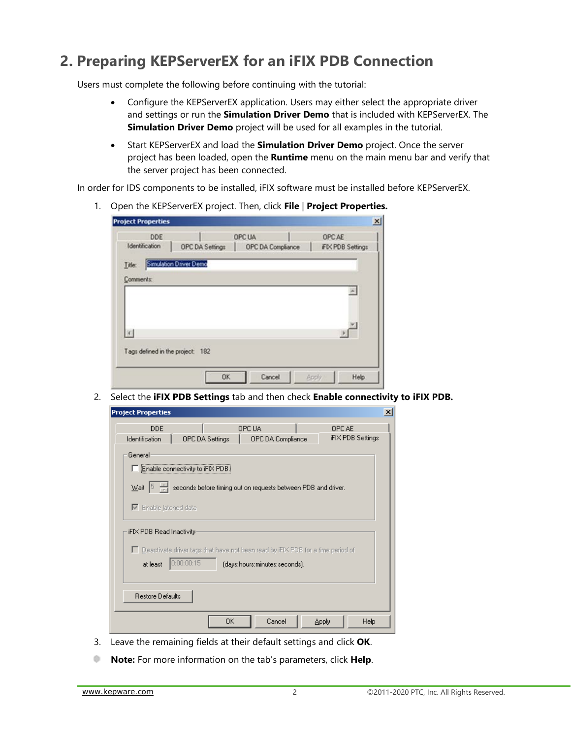# 2. Preparing KEPServerEX for an iFIX PDB Connection

Users must complete the following before continuing with the tutorial:

- Configure the KEPServerEX application. Users may either select the appropriate driver and settings or run the **Simulation Driver Demo** that is included with KEPServerEX. The **Simulation Driver Demo** project will be used for all examples in the tutorial.
- Start KEPServerEX and load the **Simulation Driver Demo** project. Once the server project has been loaded, open the **Runtime** menu on the main menu bar and verify that the server project has been connected.

In order for IDS components to be installed, iFIX software must be installed before KEPServerEX.

1. Open the KEPServerEX project. Then, click **File** | **Project Properties.**

2. Select the **iFIX PDB Settings** tab and then check **Enable connectivity to iFIX PDB.**

3. Leave the remaining fields at their default settings and click **OK**.

**Note:** For more information on the tab's parameters, click **Help**.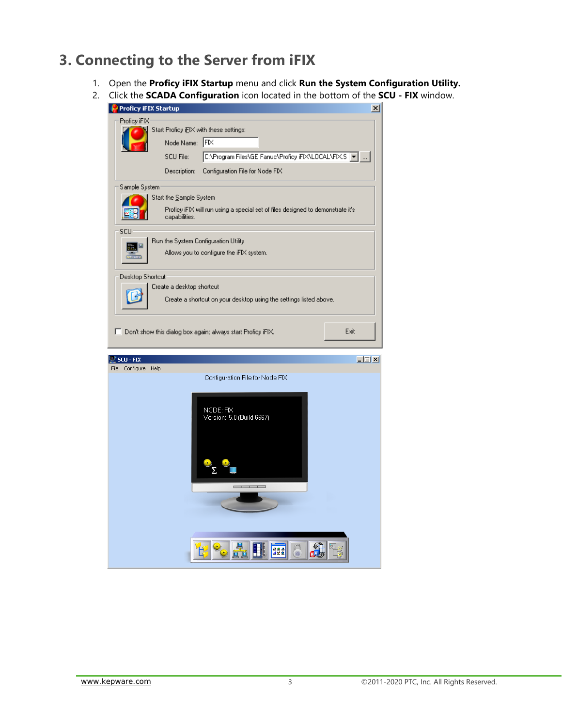# 3. Connecting to the Server from iFIX

1. Open the **Proficy iFIX Startup** menu and click **Run the System Configuration Utility.**
2. Click the **SCADA Configuration** icon located in the bottom of the **SCU - FIX** window.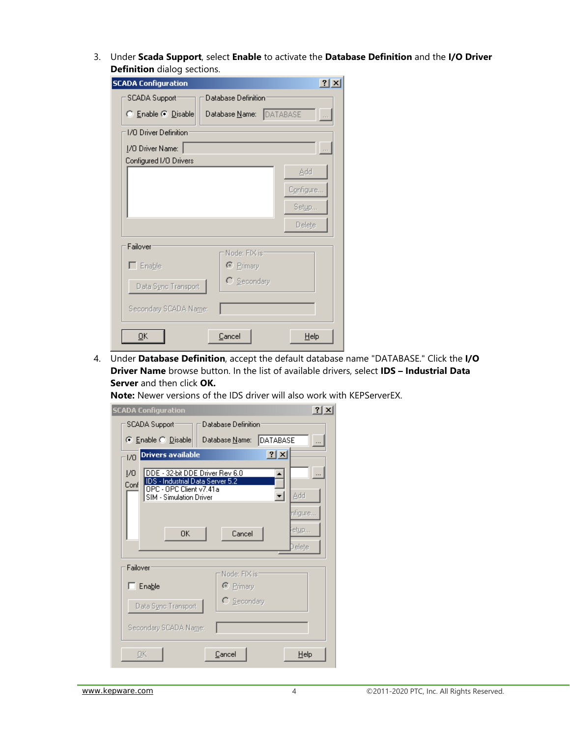3. Under **Scada Support**, select **Enable** to activate the **Database Definition** and the **I/O Driver Definition** dialog sections.

4. Under **Database Definition**, accept the default database name "DATABASE." Click the **I/O Driver Name** browse button. In the list of available drivers, select **IDS – Industrial Data Server** and then click **OK.**
   **Note:** Newer versions of the IDS driver will also work with KEPServerEX.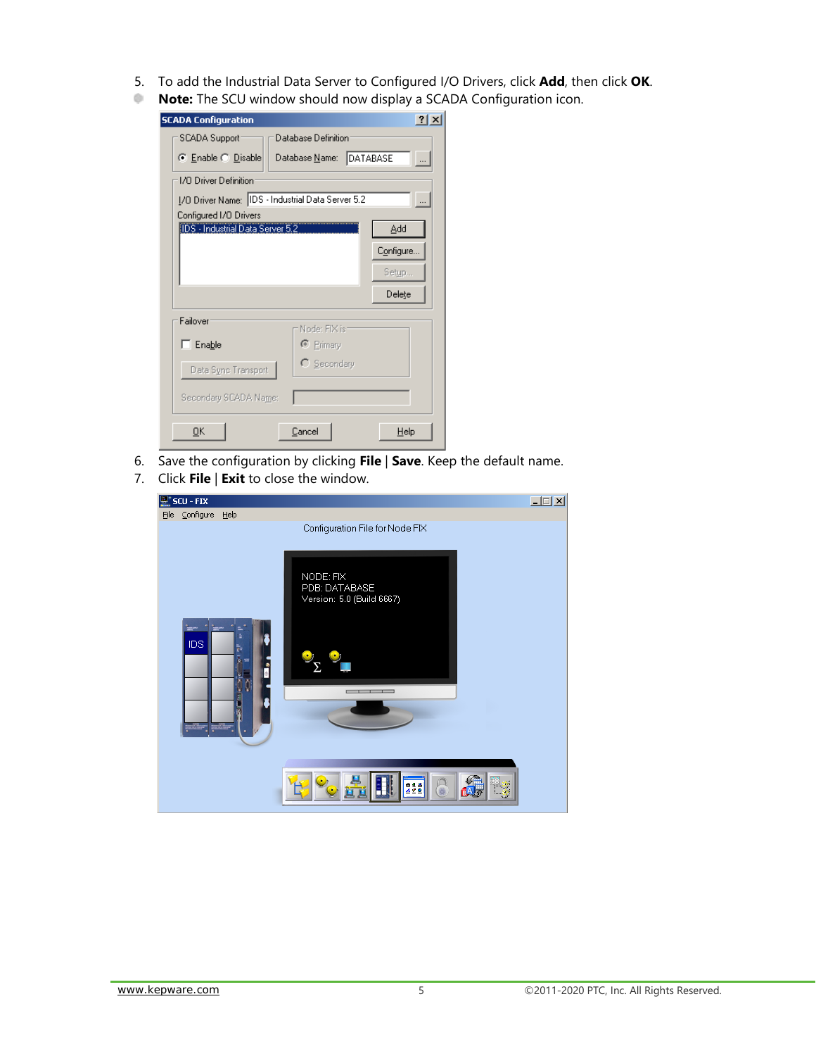5. To add the Industrial Data Server to Configured I/O Drivers, click **Add**, then click **OK**.

- **Note:** The SCU window should now display a SCADA Configuration icon.

6. Save the configuration by clicking **File** | **Save**. Keep the default name.
7. Click **File** | **Exit** to close the window.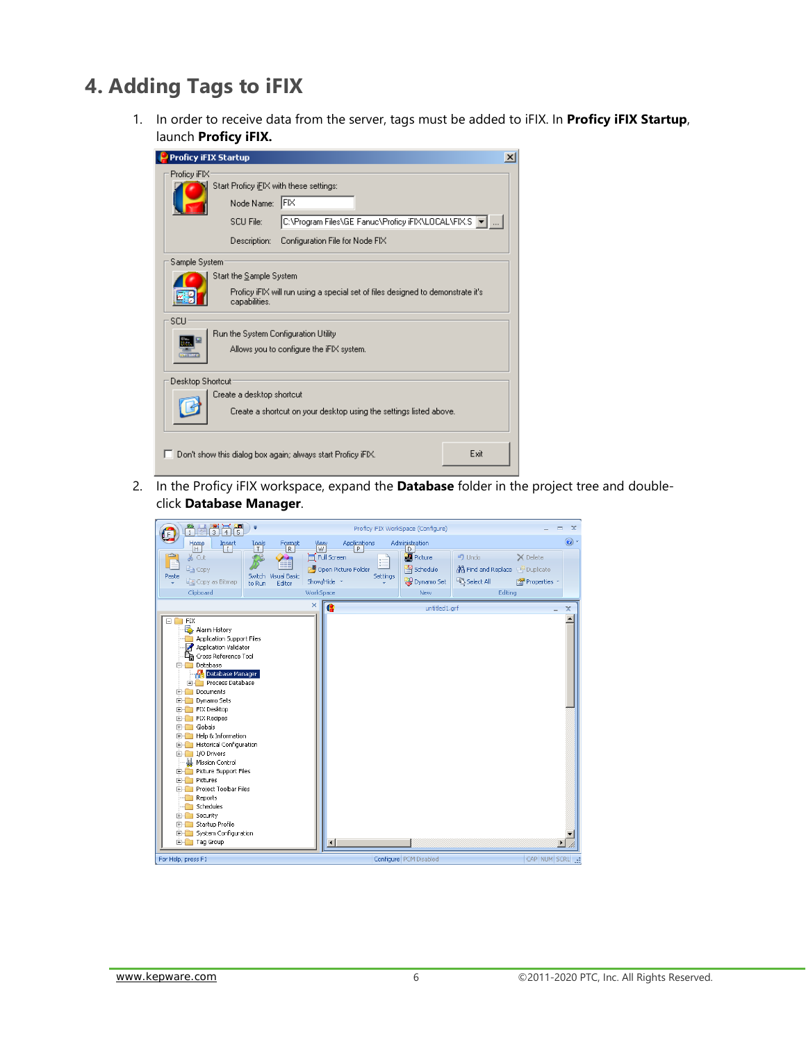# 4. Adding Tags to iFIX

1. In order to receive data from the server, tags must be added to iFIX. In **Proficy iFIX Startup**, launch **Proficy iFIX.**

2. In the Proficy iFIX workspace, expand the **Database** folder in the project tree and double-click **Database Manager**.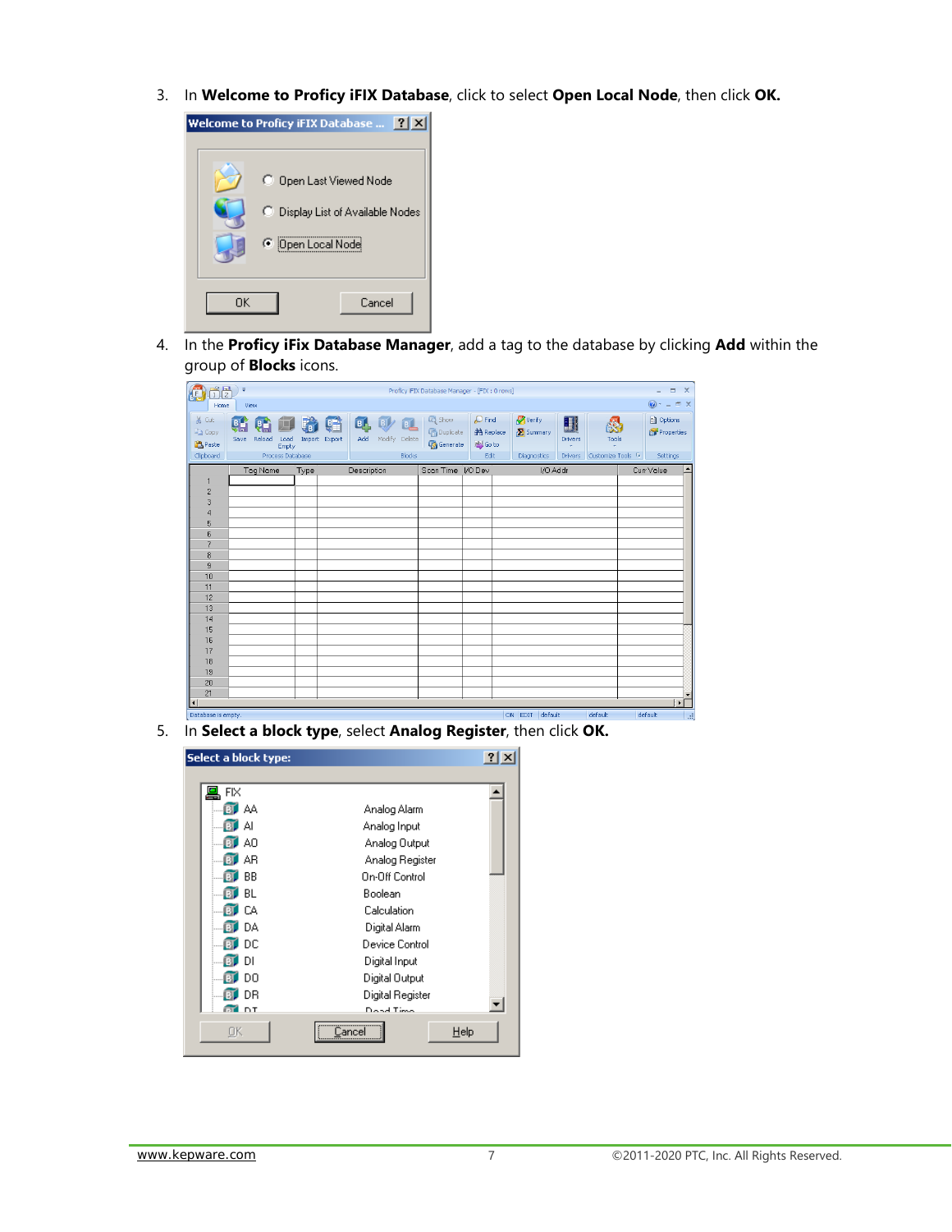3. In **Welcome to Proficy iFIX Database**, click to select **Open Local Node**, then click **OK.**

4. In the **Proficy iFix Database Manager**, add a tag to the database by clicking **Add** within the group of **Blocks** icons.

5. In **Select a block type**, select **Analog Register**, then click **OK.**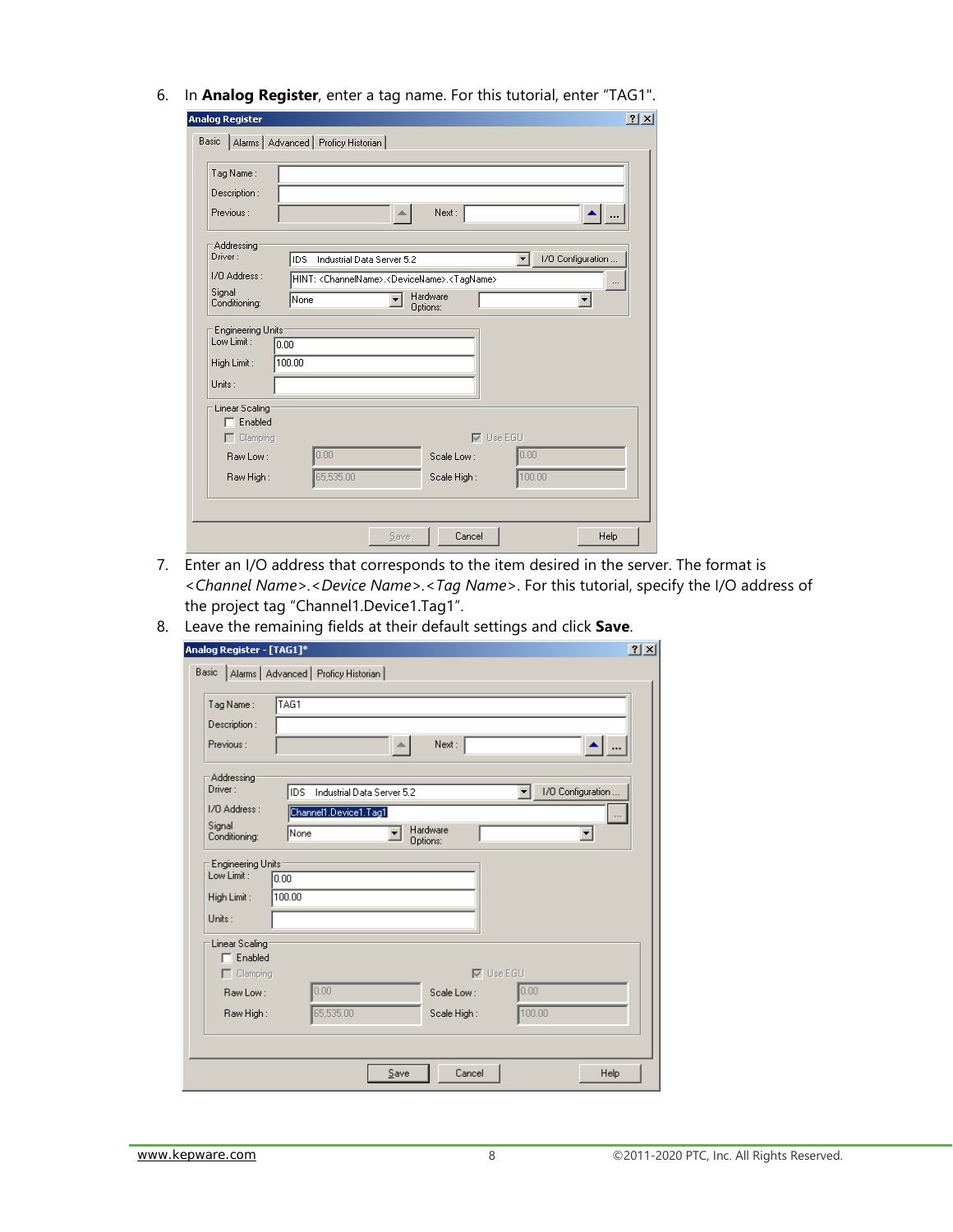6. In **Analog Register**, enter a tag name. For this tutorial, enter "TAG1".

7. Enter an I/O address that corresponds to the item desired in the server. The format is *<Channel Name>.<Device Name>.<Tag Name>*. For this tutorial, specify the I/O address of the project tag "Channel1.Device1.Tag1".

8. Leave the remaining fields at their default settings and click **Save**.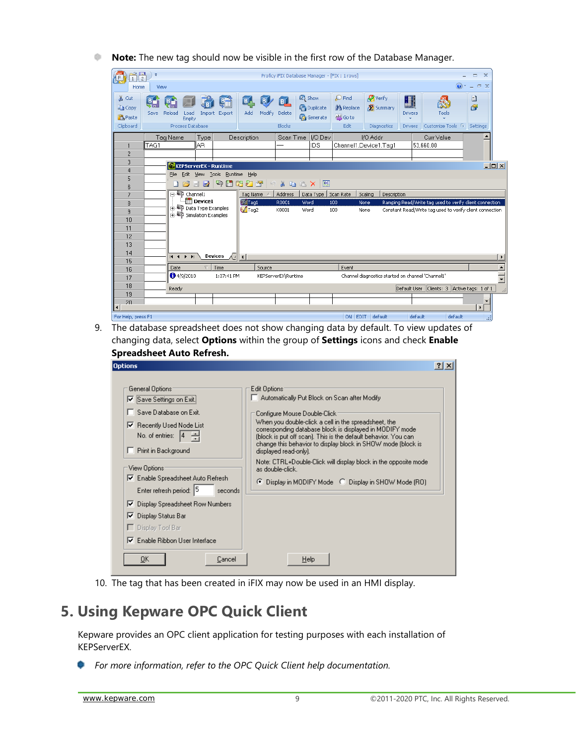- **Note:** The new tag should now be visible in the first row of the Database Manager.

9. The database spreadsheet does not show changing data by default. To view updates of changing data, select **Options** within the group of **Settings** icons and check **Enable Spreadsheet Auto Refresh.**

10. The tag that has been created in iFIX may now be used in an HMI display.

## 5. Using Kepware OPC Quick Client

Kepware provides an OPC client application for testing purposes with each installation of KEPServerEX.

- *For more information, refer to the OPC Quick Client help documentation.*